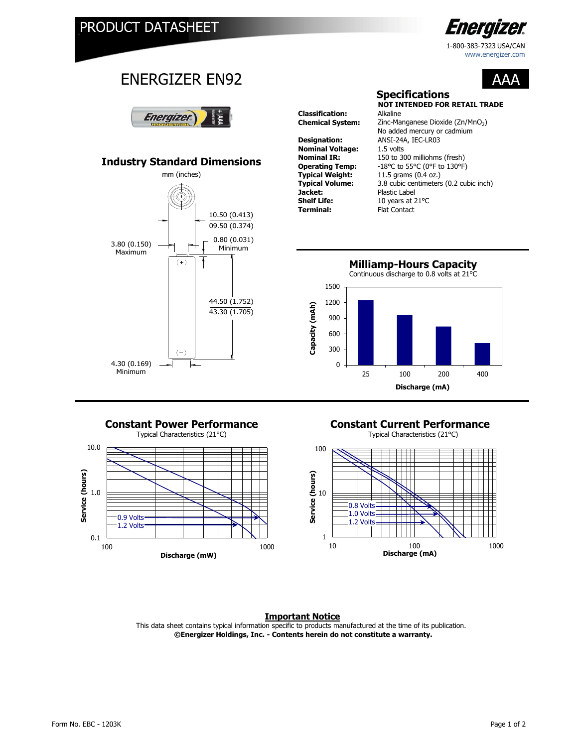# PRODUCT DATASHEET

**Energizer**

1-800-383-7323 USA/CAN
www.energizer.com

## ENERGIZER EN92

**AAA**

### Industry Standard Dimensions

mm (inches)

- 10.50 (0.413) / 09.50 (0.374)
- 3.80 (0.150) Maximum
- 0.80 (0.031) Minimum
- 44.50 (1.752) / 43.30 (1.705)
- 4.30 (0.169) Minimum

### Specifications

**NOT INTENDED FOR RETAIL TRADE**

| | |
|---|---|
| **Classification:** | Alkaline |
| **Chemical System:** | Zinc-Manganese Dioxide ($Zn/MnO_2$) No added mercury or cadmium |
| **Designation:** | ANSI-24A, IEC-LR03 |
| **Nominal Voltage:** | 1.5 volts |
| **Nominal IR:** | 150 to 300 milliohms (fresh) |
| **Operating Temp:** | -18°C to 55°C (0°F to 130°F) |
| **Typical Weight:** | 11.5 grams (0.4 oz.) |
| **Typical Volume:** | 3.8 cubic centimeters (0.2 cubic inch) |
| **Jacket:** | Plastic Label |
| **Shelf Life:** | 10 years at 21°C |
| **Terminal:** | Flat Contact |

### Milliamp-Hours Capacity

Continuous discharge to 0.8 volts at 21°C

Capacity (mAh) vs. Discharge (mA): 25, 100, 200, 400

### Constant Power Performance

Typical Characteristics (21°C)

Service (hours) vs. Discharge (mW); curves: 0.9 Volts, 1.2 Volts

### Constant Current Performance

Typical Characteristics (21°C)

Service (hours) vs. Discharge (mA); curves: 0.8 Volts, 1.0 Volts, 1.2 Volts

**Important Notice**

This data sheet contains typical information specific to products manufactured at the time of its publication.
**©Energizer Holdings, Inc. - Contents herein do not constitute a warranty.**

Form No. EBC - 1203K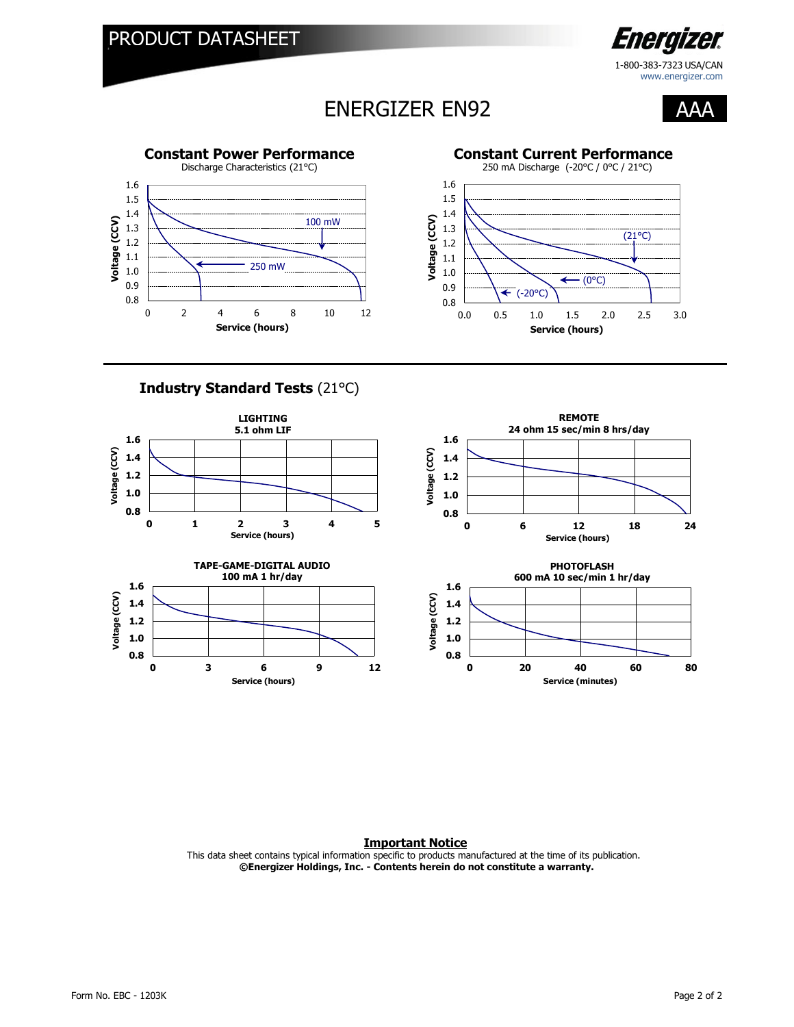PRODUCT DATASHEET

Energizer

1-800-383-7323 USA/CAN
www.energizer.com

# ENERGIZER EN92

AAA

## Constant Power Performance

Discharge Characteristics (21°C)

Voltage (CCV)
1.6
1.5
1.4
1.3
1.2
1.1
1.0
0.9
0.8

100 mW
250 mW

0 2 4 6 8 10 12
Service (hours)

## Constant Current Performance

250 mA Discharge (-20°C / 0°C / 21°C)

Voltage (CCV)
1.6
1.5
1.4
1.3
1.2
1.1
1.0
0.9
0.8

(21°C)
(0°C)
(-20°C)

0.0 0.5 1.0 1.5 2.0 2.5 3.0
Service (hours)

## **Industry Standard Tests** (21°C)

**LIGHTING**
**5.1 ohm LIF**

Voltage (CCV)
1.6
1.4
1.2
1.0
0.8

0 1 2 3 4 5
Service (hours)

**REMOTE**
**24 ohm 15 sec/min 8 hrs/day**

Voltage (CCV)
1.6
1.4
1.2
1.0
0.8

0 6 12 18 24
Service (hours)

**TAPE-GAME-DIGITAL AUDIO**
**100 mA 1 hr/day**

Voltage (CCV)
1.6
1.4
1.2
1.0
0.8

0 3 6 9 12
Service (hours)

**PHOTOFLASH**
**600 mA 10 sec/min 1 hr/day**

Voltage (CCV)
1.6
1.4
1.2
1.0
0.8

0 20 40 60 80
Service (minutes)

**Important Notice**

This data sheet contains typical information specific to products manufactured at the time of its publication.
**©Energizer Holdings, Inc. - Contents herein do not constitute a warranty.**

Form No. EBC - 1203K